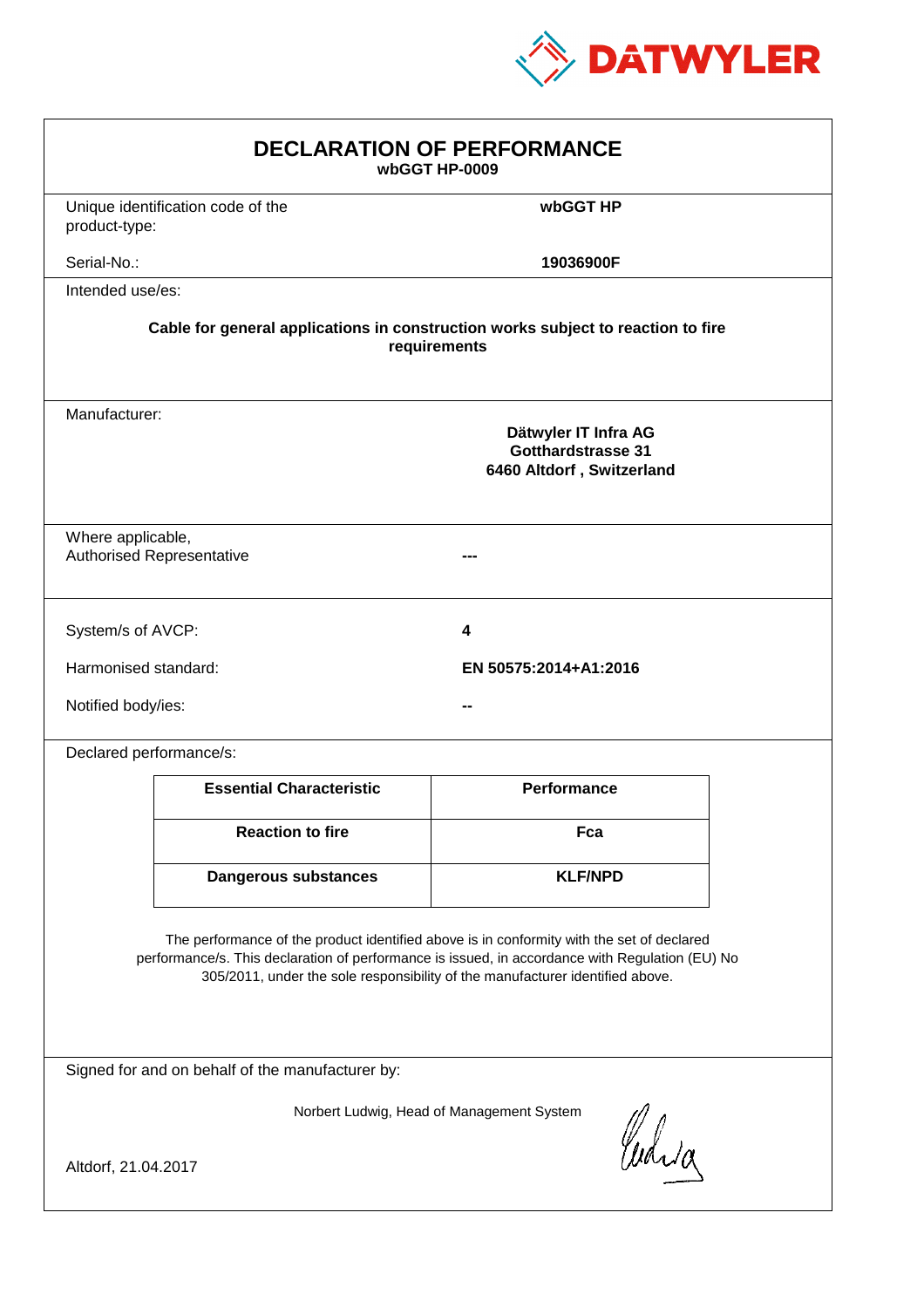DATWYLER

# DECLARATION OF PERFORMANCE

**wbGGT HP-0009**

| | |
|---|---|
| Unique identification code of the product-type: | **wbGGT HP** |
| Serial-No.: | **19036900F** |

Intended use/es:

**Cable for general applications in construction works subject to reaction to fire requirements**

Manufacturer:

**Dätwyler IT Infra AG**
**Gotthardstrasse 31**
**6460 Altdorf , Switzerland**

| | |
|---|---|
| Where applicable, Authorised Representative | **---** |

| | |
|---|---|
| System/s of AVCP: | **4** |
| Harmonised standard: | **EN 50575:2014+A1:2016** |
| Notified body/ies: | **--** |

Declared performance/s:

| Essential Characteristic | Performance |
|---|---|
| **Reaction to fire** | **Fca** |
| **Dangerous substances** | **KLF/NPD** |

The performance of the product identified above is in conformity with the set of declared performance/s. This declaration of performance is issued, in accordance with Regulation (EU) No 305/2011, under the sole responsibility of the manufacturer identified above.

Signed for and on behalf of the manufacturer by:

Norbert Ludwig, Head of Management System

Altdorf, 21.04.2017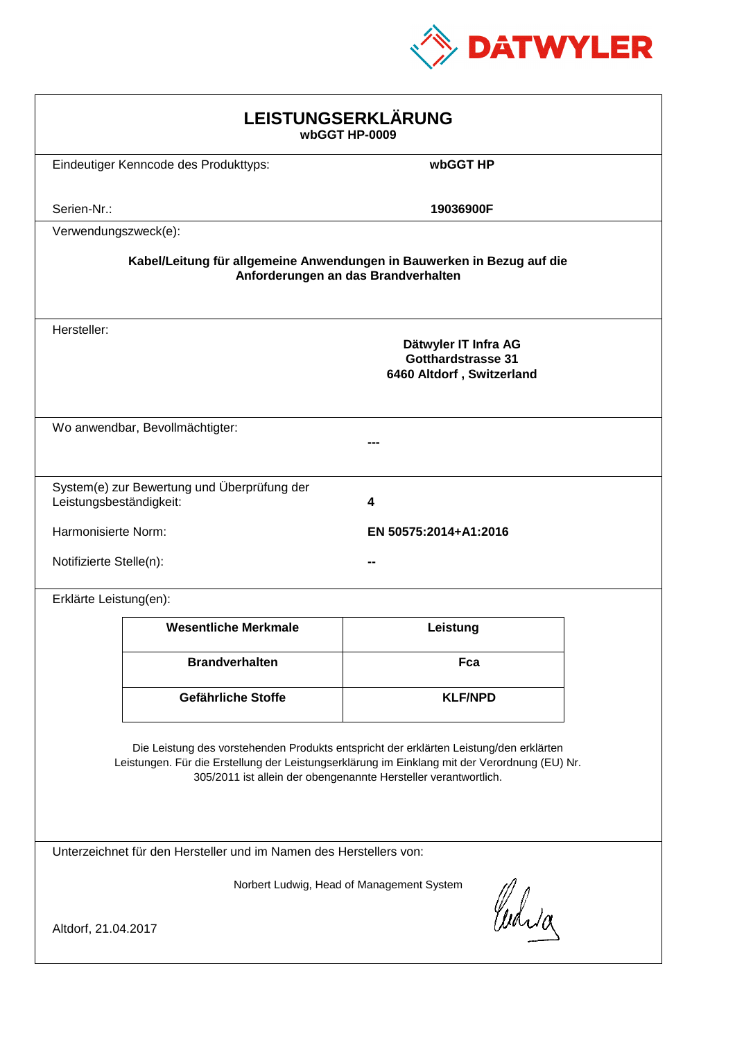DATWYLER

# LEISTUNGSERKLÄRUNG

**wbGGT HP-0009**

Eindeutiger Kenncode des Produkttyps: **wbGGT HP**

Serien-Nr.: **19036900F**

Verwendungszweck(e):

**Kabel/Leitung für allgemeine Anwendungen in Bauwerken in Bezug auf die Anforderungen an das Brandverhalten**

Hersteller:

**Dätwyler IT Infra AG**
**Gotthardstrasse 31**
**6460 Altdorf , Switzerland**

Wo anwendbar, Bevollmächtigter: **---**

System(e) zur Bewertung und Überprüfung der Leistungsbeständigkeit: **4**

Harmonisierte Norm: **EN 50575:2014+A1:2016**

Notifizierte Stelle(n): **--**

Erklärte Leistung(en):

| Wesentliche Merkmale | Leistung |
|---|---|
| **Brandverhalten** | **Fca** |
| **Gefährliche Stoffe** | **KLF/NPD** |

Die Leistung des vorstehenden Produkts entspricht der erklärten Leistung/den erklärten Leistungen. Für die Erstellung der Leistungserklärung im Einklang mit der Verordnung (EU) Nr. 305/2011 ist allein der obengenannte Hersteller verantwortlich.

Unterzeichnet für den Hersteller und im Namen des Herstellers von:

Norbert Ludwig, Head of Management System

Altdorf, 21.04.2017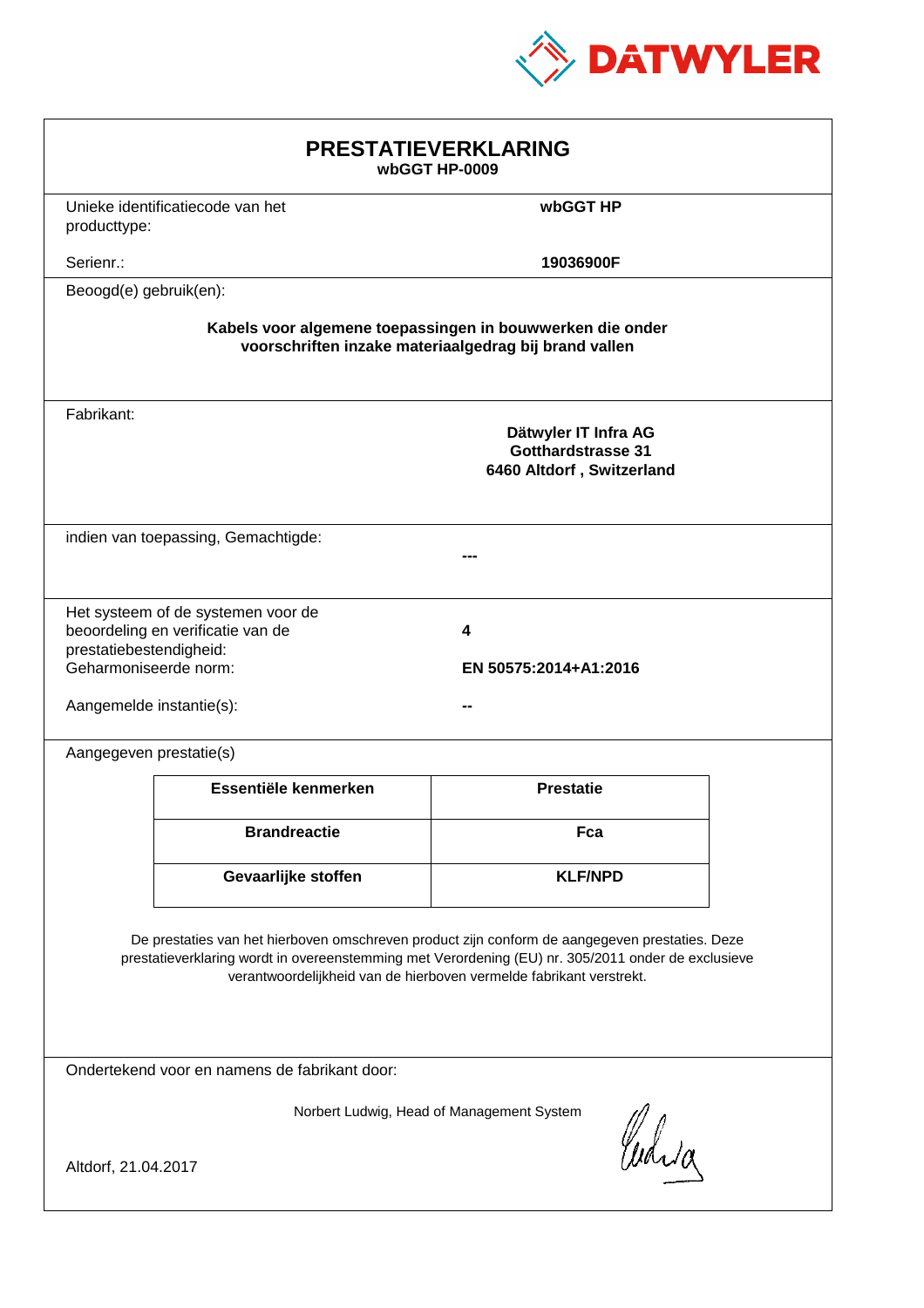DATWYLER

# PRESTATIEVERKLARING

**wbGGT HP-0009**

Unieke identificatiecode van het producttype: **wbGGT HP**

Serienr.: **19036900F**

Beoogd(e) gebruik(en):

**Kabels voor algemene toepassingen in bouwwerken die onder voorschriften inzake materiaalgedrag bij brand vallen**

Fabrikant:

**Dätwyler IT Infra AG**
**Gotthardstrasse 31**
**6460 Altdorf , Switzerland**

indien van toepassing, Gemachtigde: **---**

Het systeem of de systemen voor de beoordeling en verificatie van de prestatiebestendigheid: **4**

Geharmoniseerde norm: **EN 50575:2014+A1:2016**

Aangemelde instantie(s): **--**

Aangegeven prestatie(s)

| Essentiële kenmerken | Prestatie |
|---|---|
| **Brandreactie** | **Fca** |
| **Gevaarlijke stoffen** | **KLF/NPD** |

De prestaties van het hierboven omschreven product zijn conform de aangegeven prestaties. Deze prestatieverklaring wordt in overeenstemming met Verordening (EU) nr. 305/2011 onder de exclusieve verantwoordelijkheid van de hierboven vermelde fabrikant verstrekt.

Ondertekend voor en namens de fabrikant door:

Norbert Ludwig, Head of Management System

Altdorf, 21.04.2017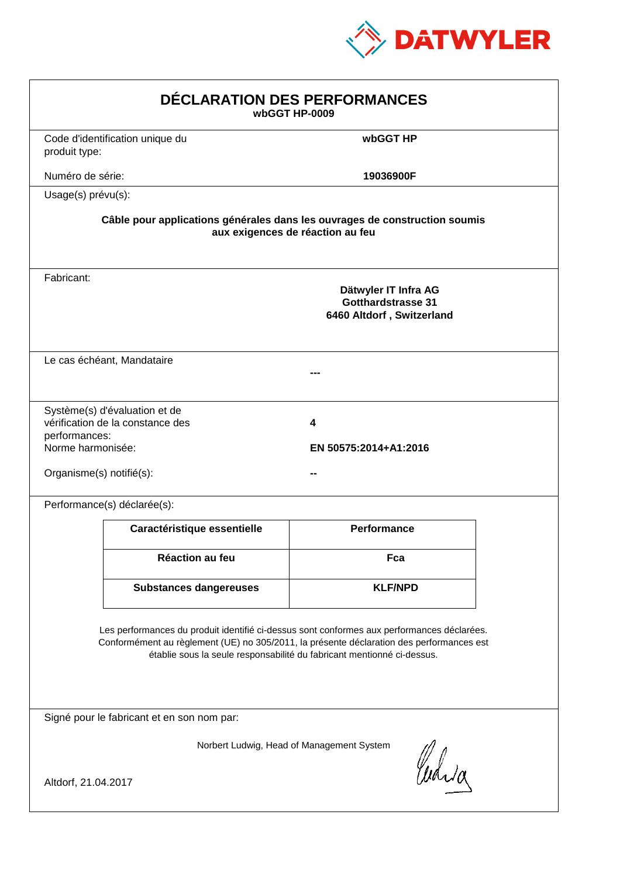DATWYLER

# DÉCLARATION DES PERFORMANCES

**wbGGT HP-0009**

| | |
|---|---|
| Code d'identification unique du produit type: | **wbGGT HP** |
| Numéro de série: | **19036900F** |

Usage(s) prévu(s):

**Câble pour applications générales dans les ouvrages de construction soumis aux exigences de réaction au feu**

Fabricant:

**Dätwyler IT Infra AG**
**Gotthardstrasse 31**
**6460 Altdorf , Switzerland**

Le cas échéant, Mandataire

**---**

| | |
|---|---|
| Système(s) d'évaluation et de vérification de la constance des performances: | **4** |
| Norme harmonisée: | **EN 50575:2014+A1:2016** |
| Organisme(s) notifié(s): | **--** |

Performance(s) déclarée(s):

| Caractéristique essentielle | Performance |
|---|---|
| **Réaction au feu** | **Fca** |
| **Substances dangereuses** | **KLF/NPD** |

Les performances du produit identifié ci-dessus sont conformes aux performances déclarées. Conformément au règlement (UE) no 305/2011, la présente déclaration des performances est établie sous la seule responsabilité du fabricant mentionné ci-dessus.

Signé pour le fabricant et en son nom par:

Norbert Ludwig, Head of Management System

Altdorf, 21.04.2017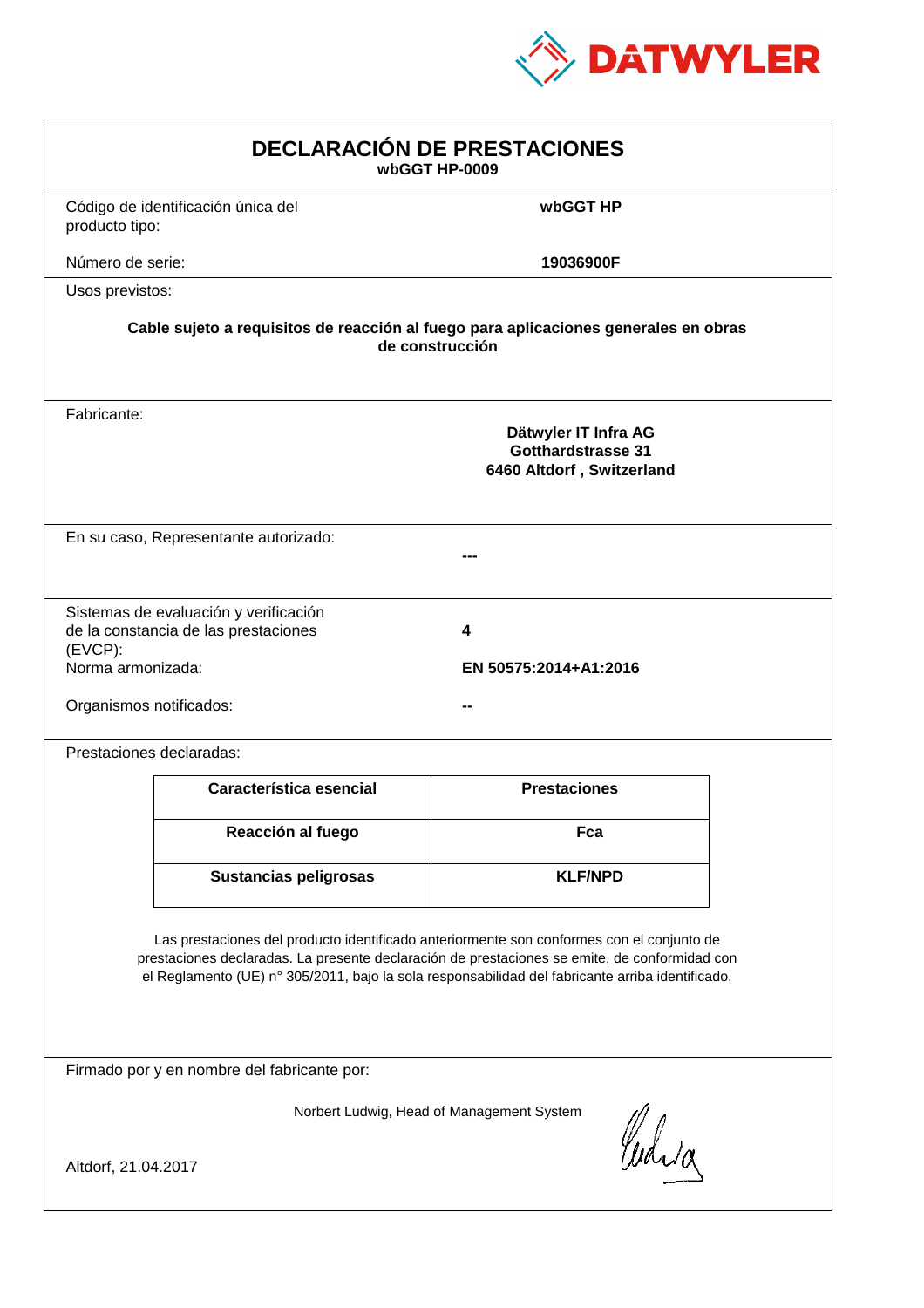# DECLARACIÓN DE PRESTACIONES

**wbGGT HP-0009**

| | |
|---|---|
| Código de identificación única del producto tipo: | **wbGGT HP** |
| Número de serie: | **19036900F** |

Usos previstos:

**Cable sujeto a requisitos de reacción al fuego para aplicaciones generales en obras de construcción**

Fabricante:

**Dätwyler IT Infra AG**
**Gotthardstrasse 31**
**6460 Altdorf , Switzerland**

En su caso, Representante autorizado: **---**

| | |
|---|---|
| Sistemas de evaluación y verificación de la constancia de las prestaciones (EVCP): | **4** |
| Norma armonizada: | **EN 50575:2014+A1:2016** |
| Organismos notificados: | **--** |

Prestaciones declaradas:

| Característica esencial | Prestaciones |
|---|---|
| **Reacción al fuego** | **Fca** |
| **Sustancias peligrosas** | **KLF/NPD** |

Las prestaciones del producto identificado anteriormente son conformes con el conjunto de prestaciones declaradas. La presente declaración de prestaciones se emite, de conformidad con el Reglamento (UE) n° 305/2011, bajo la sola responsabilidad del fabricante arriba identificado.

Firmado por y en nombre del fabricante por:

Norbert Ludwig, Head of Management System

Altdorf, 21.04.2017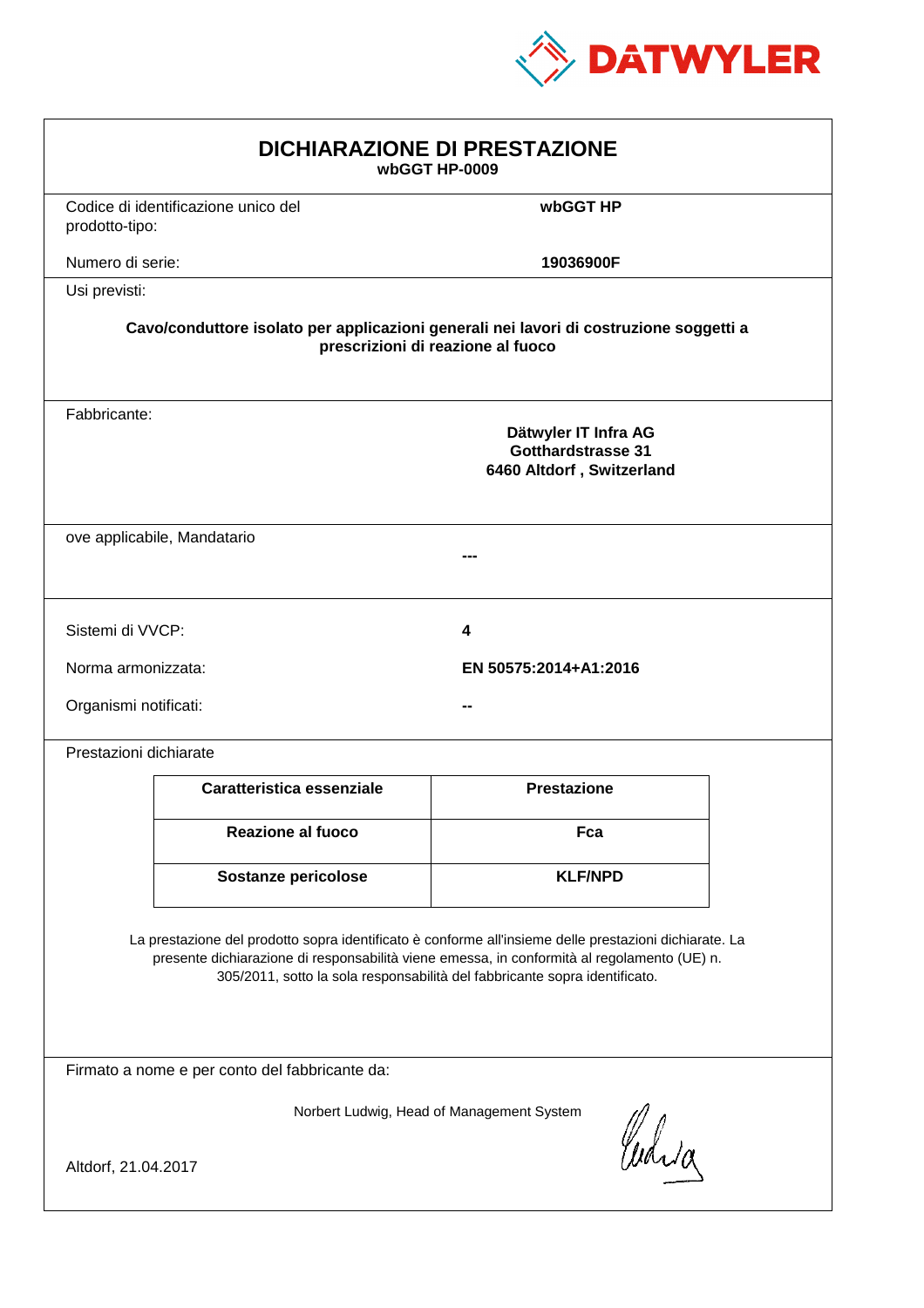DATWYLER

# DICHIARAZIONE DI PRESTAZIONE

**wbGGT HP-0009**

Codice di identificazione unico del prodotto-tipo: **wbGGT HP**

Numero di serie: **19036900F**

Usi previsti:

**Cavo/conduttore isolato per applicazioni generali nei lavori di costruzione soggetti a prescrizioni di reazione al fuoco**

Fabbricante:

**Dätwyler IT Infra AG**
**Gotthardstrasse 31**
**6460 Altdorf , Switzerland**

ove applicabile, Mandatario

**---**

Sistemi di VVCP: **4**

Norma armonizzata: **EN 50575:2014+A1:2016**

Organismi notificati: **--**

Prestazioni dichiarate

| Caratteristica essenziale | Prestazione |
|---|---|
| **Reazione al fuoco** | **Fca** |
| **Sostanze pericolose** | **KLF/NPD** |

La prestazione del prodotto sopra identificato è conforme all'insieme delle prestazioni dichiarate. La presente dichiarazione di responsabilità viene emessa, in conformità al regolamento (UE) n. 305/2011, sotto la sola responsabilità del fabbricante sopra identificato.

Firmato a nome e per conto del fabbricante da:

Norbert Ludwig, Head of Management System

Altdorf, 21.04.2017